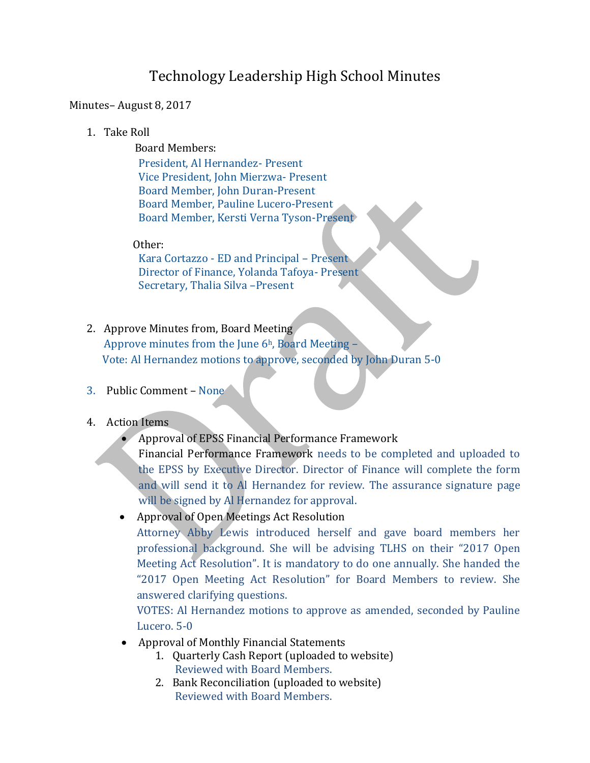# Technology Leadership High School Minutes

Minutes– August 8, 2017

1. Take Roll

   Board Members:

   President, Al Hernandez- Present
   Vice President, John Mierzwa- Present
   Board Member, John Duran-Present
   Board Member, Pauline Lucero-Present
   Board Member, Kersti Verna Tyson-Present

   Other:

   Kara Cortazzo - ED and Principal – Present
   Director of Finance, Yolanda Tafoya- Present
   Secretary, Thalia Silva –Present

2. Approve Minutes from, Board Meeting

   Approve minutes from the June 6h, Board Meeting –
   Vote: Al Hernandez motions to approve, seconded by John Duran 5-0

3. Public Comment – None

4. Action Items
   - Approval of EPSS Financial Performance Framework

     Financial Performance Framework needs to be completed and uploaded to the EPSS by Executive Director. Director of Finance will complete the form and will send it to Al Hernandez for review. The assurance signature page will be signed by Al Hernandez for approval.
   - Approval of Open Meetings Act Resolution

     Attorney Abby Lewis introduced herself and gave board members her professional background. She will be advising TLHS on their "2017 Open Meeting Act Resolution". It is mandatory to do one annually. She handed the "2017 Open Meeting Act Resolution" for Board Members to review. She answered clarifying questions.

     VOTES: Al Hernandez motions to approve as amended, seconded by Pauline Lucero. 5-0
   - Approval of Monthly Financial Statements
     1. Quarterly Cash Report (uploaded to website)
        Reviewed with Board Members.
     2. Bank Reconciliation (uploaded to website)
        Reviewed with Board Members.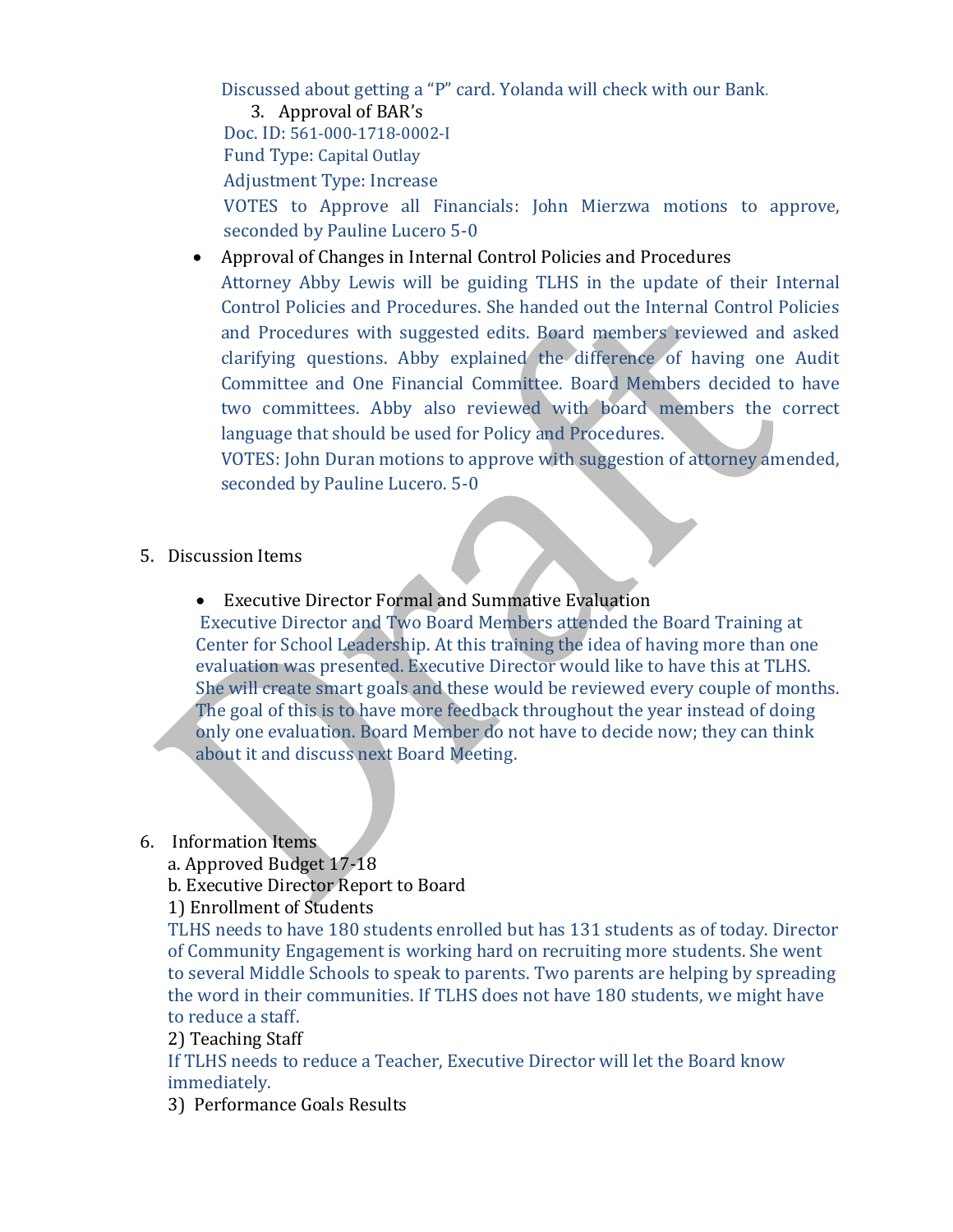Discussed about getting a "P" card. Yolanda will check with our Bank.

3. Approval of BAR's

Doc. ID: 561-000-1718-0002-I

Fund Type: Capital Outlay

Adjustment Type: Increase

VOTES to Approve all Financials: John Mierzwa motions to approve, seconded by Pauline Lucero 5-0

- Approval of Changes in Internal Control Policies and Procedures

  Attorney Abby Lewis will be guiding TLHS in the update of their Internal Control Policies and Procedures. She handed out the Internal Control Policies and Procedures with suggested edits. Board members reviewed and asked clarifying questions. Abby explained the difference of having one Audit Committee and One Financial Committee. Board Members decided to have two committees. Abby also reviewed with board members the correct language that should be used for Policy and Procedures.

  VOTES: John Duran motions to approve with suggestion of attorney amended, seconded by Pauline Lucero. 5-0

5. Discussion Items

- Executive Director Formal and Summative Evaluation

  Executive Director and Two Board Members attended the Board Training at Center for School Leadership. At this training the idea of having more than one evaluation was presented. Executive Director would like to have this at TLHS. She will create smart goals and these would be reviewed every couple of months. The goal of this is to have more feedback throughout the year instead of doing only one evaluation. Board Member do not have to decide now; they can think about it and discuss next Board Meeting.

6. Information Items

a. Approved Budget 17-18

b. Executive Director Report to Board

1) Enrollment of Students

TLHS needs to have 180 students enrolled but has 131 students as of today. Director of Community Engagement is working hard on recruiting more students. She went to several Middle Schools to speak to parents. Two parents are helping by spreading the word in their communities. If TLHS does not have 180 students, we might have to reduce a staff.

2) Teaching Staff

If TLHS needs to reduce a Teacher, Executive Director will let the Board know immediately.

3) Performance Goals Results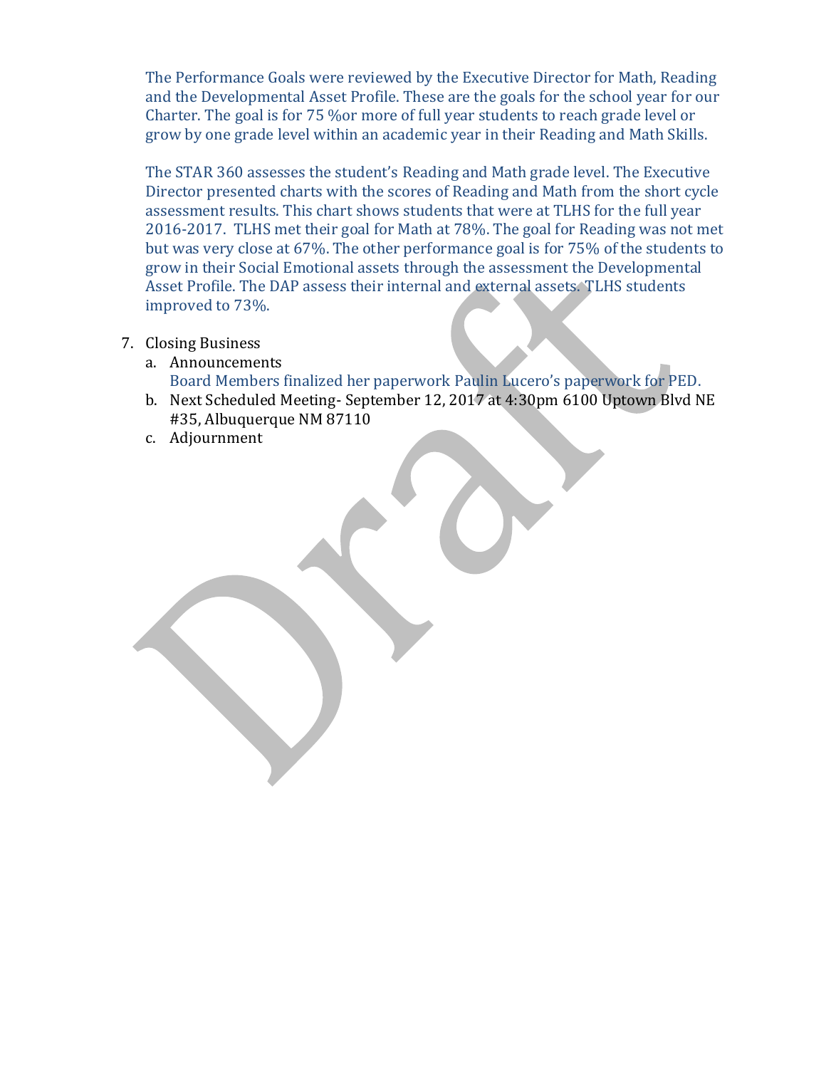The Performance Goals were reviewed by the Executive Director for Math, Reading and the Developmental Asset Profile. These are the goals for the school year for our Charter. The goal is for 75 %or more of full year students to reach grade level or grow by one grade level within an academic year in their Reading and Math Skills.

The STAR 360 assesses the student's Reading and Math grade level. The Executive Director presented charts with the scores of Reading and Math from the short cycle assessment results. This chart shows students that were at TLHS for the full year 2016-2017. TLHS met their goal for Math at 78%. The goal for Reading was not met but was very close at 67%. The other performance goal is for 75% of the students to grow in their Social Emotional assets through the assessment the Developmental Asset Profile. The DAP assess their internal and external assets. TLHS students improved to 73%.

7. Closing Business
   a. Announcements
      Board Members finalized her paperwork Paulin Lucero's paperwork for PED.
   b. Next Scheduled Meeting- September 12, 2017 at 4:30pm 6100 Uptown Blvd NE #35, Albuquerque NM 87110
   c. Adjournment